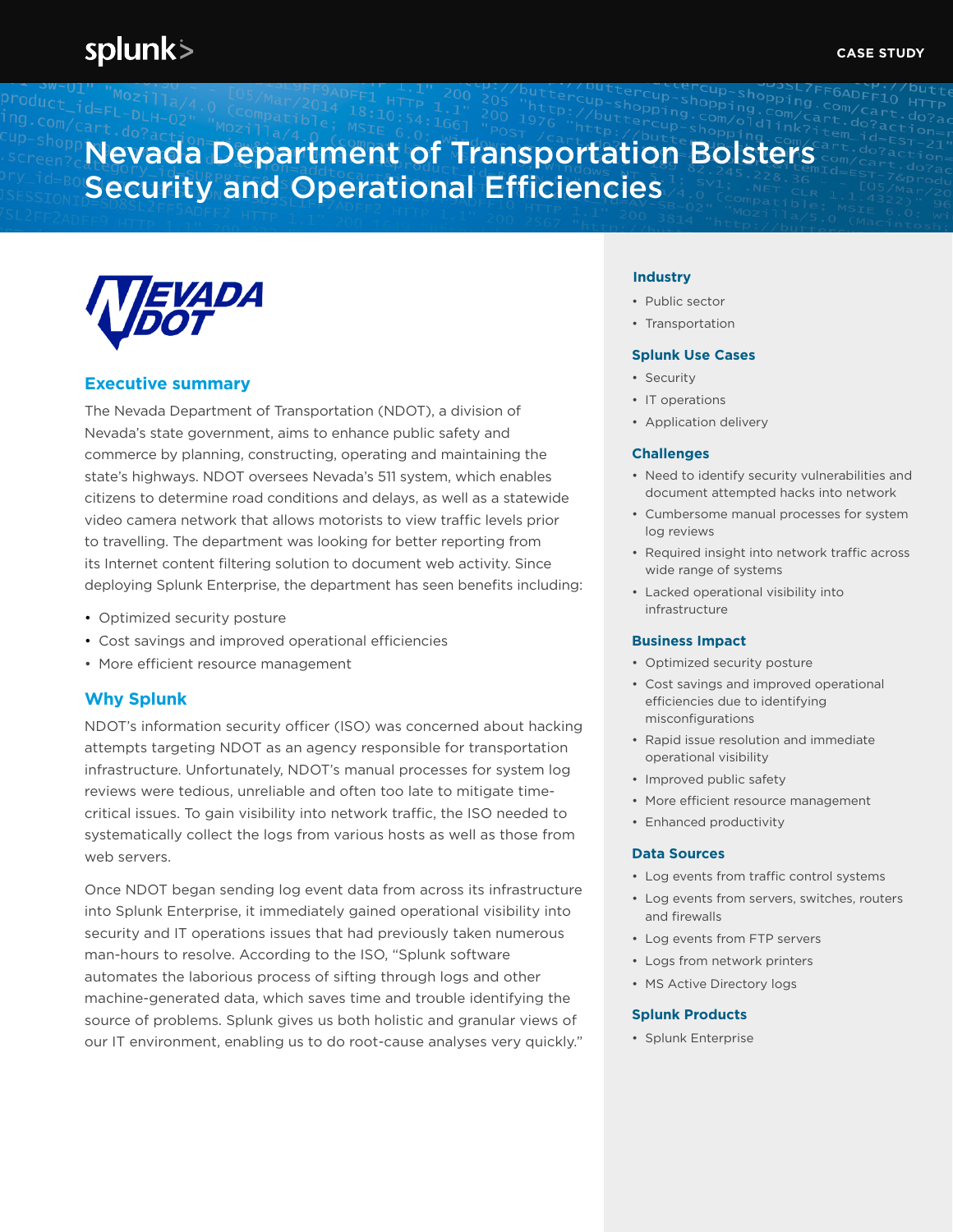CASE STUDY

# Nevada Department of Transportation Bolsters Security and Operational Efficiencies

## Executive summary

The Nevada Department of Transportation (NDOT), a division of Nevada's state government, aims to enhance public safety and commerce by planning, constructing, operating and maintaining the state's highways. NDOT oversees Nevada's 511 system, which enables citizens to determine road conditions and delays, as well as a statewide video camera network that allows motorists to view traffic levels prior to travelling. The department was looking for better reporting from its Internet content filtering solution to document web activity. Since deploying Splunk Enterprise, the department has seen benefits including:

- Optimized security posture
- Cost savings and improved operational efficiencies
- More efficient resource management

## Why Splunk

NDOT's information security officer (ISO) was concerned about hacking attempts targeting NDOT as an agency responsible for transportation infrastructure. Unfortunately, NDOT's manual processes for system log reviews were tedious, unreliable and often too late to mitigate time-critical issues. To gain visibility into network traffic, the ISO needed to systematically collect the logs from various hosts as well as those from web servers.

Once NDOT began sending log event data from across its infrastructure into Splunk Enterprise, it immediately gained operational visibility into security and IT operations issues that had previously taken numerous man-hours to resolve. According to the ISO, "Splunk software automates the laborious process of sifting through logs and other machine-generated data, which saves time and trouble identifying the source of problems. Splunk gives us both holistic and granular views of our IT environment, enabling us to do root-cause analyses very quickly."

### Industry

- Public sector
- Transportation

### Splunk Use Cases

- Security
- IT operations
- Application delivery

### Challenges

- Need to identify security vulnerabilities and document attempted hacks into network
- Cumbersome manual processes for system log reviews
- Required insight into network traffic across wide range of systems
- Lacked operational visibility into infrastructure

### Business Impact

- Optimized security posture
- Cost savings and improved operational efficiencies due to identifying misconfigurations
- Rapid issue resolution and immediate operational visibility
- Improved public safety
- More efficient resource management
- Enhanced productivity

### Data Sources

- Log events from traffic control systems
- Log events from servers, switches, routers and firewalls
- Log events from FTP servers
- Logs from network printers
- MS Active Directory logs

### Splunk Products

- Splunk Enterprise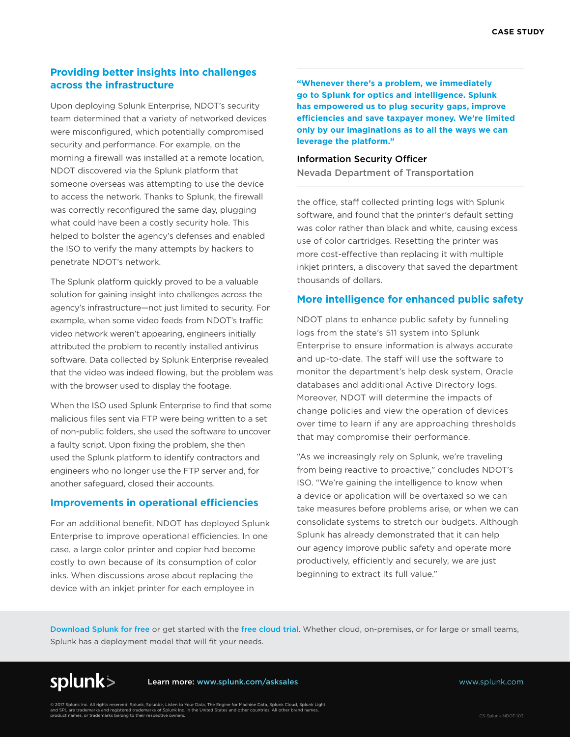## Providing better insights into challenges across the infrastructure

Upon deploying Splunk Enterprise, NDOT's security team determined that a variety of networked devices were misconfigured, which potentially compromised security and performance. For example, on the morning a firewall was installed at a remote location, NDOT discovered via the Splunk platform that someone overseas was attempting to use the device to access the network. Thanks to Splunk, the firewall was correctly reconfigured the same day, plugging what could have been a costly security hole. This helped to bolster the agency's defenses and enabled the ISO to verify the many attempts by hackers to penetrate NDOT's network.

The Splunk platform quickly proved to be a valuable solution for gaining insight into challenges across the agency's infrastructure—not just limited to security. For example, when some video feeds from NDOT's traffic video network weren't appearing, engineers initially attributed the problem to recently installed antivirus software. Data collected by Splunk Enterprise revealed that the video was indeed flowing, but the problem was with the browser used to display the footage.

When the ISO used Splunk Enterprise to find that some malicious files sent via FTP were being written to a set of non-public folders, she used the software to uncover a faulty script. Upon fixing the problem, she then used the Splunk platform to identify contractors and engineers who no longer use the FTP server and, for another safeguard, closed their accounts.

## Improvements in operational efficiencies

For an additional benefit, NDOT has deployed Splunk Enterprise to improve operational efficiencies. In one case, a large color printer and copier had become costly to own because of its consumption of color inks. When discussions arose about replacing the device with an inkjet printer for each employee in the office, staff collected printing logs with Splunk software, and found that the printer's default setting was color rather than black and white, causing excess use of color cartridges. Resetting the printer was more cost-effective than replacing it with multiple inkjet printers, a discovery that saved the department thousands of dollars.

> **"Whenever there's a problem, we immediately go to Splunk for optics and intelligence. Splunk has empowered us to plug security gaps, improve efficiencies and save taxpayer money. We're limited only by our imaginations as to all the ways we can leverage the platform."**
>
> Information Security Officer
> Nevada Department of Transportation

## More intelligence for enhanced public safety

NDOT plans to enhance public safety by funneling logs from the state's 511 system into Splunk Enterprise to ensure information is always accurate and up-to-date. The staff will use the software to monitor the department's help desk system, Oracle databases and additional Active Directory logs. Moreover, NDOT will determine the impacts of change policies and view the operation of devices over time to learn if any are approaching thresholds that may compromise their performance.

"As we increasingly rely on Splunk, we're traveling from being reactive to proactive," concludes NDOT's ISO. "We're gaining the intelligence to know when a device or application will be overtaxed so we can take measures before problems arise, or when we can consolidate systems to stretch our budgets. Although Splunk has already demonstrated that it can help our agency improve public safety and operate more productively, efficiently and securely, we are just beginning to extract its full value."

Download Splunk for free or get started with the free cloud trial. Whether cloud, on-premises, or for large or small teams, Splunk has a deployment model that will fit your needs.

splunk>

Learn more: www.splunk.com/asksales

www.splunk.com

© 2017 Splunk Inc. All rights reserved. Splunk, Splunk>, Listen to Your Data, The Engine for Machine Data, Splunk Cloud, Splunk Light and SPL are trademarks and registered trademarks of Splunk Inc. in the United States and other countries. All other brand names, product names, or trademarks belong to their respective owners.

CS-Splunk-NDOT-103